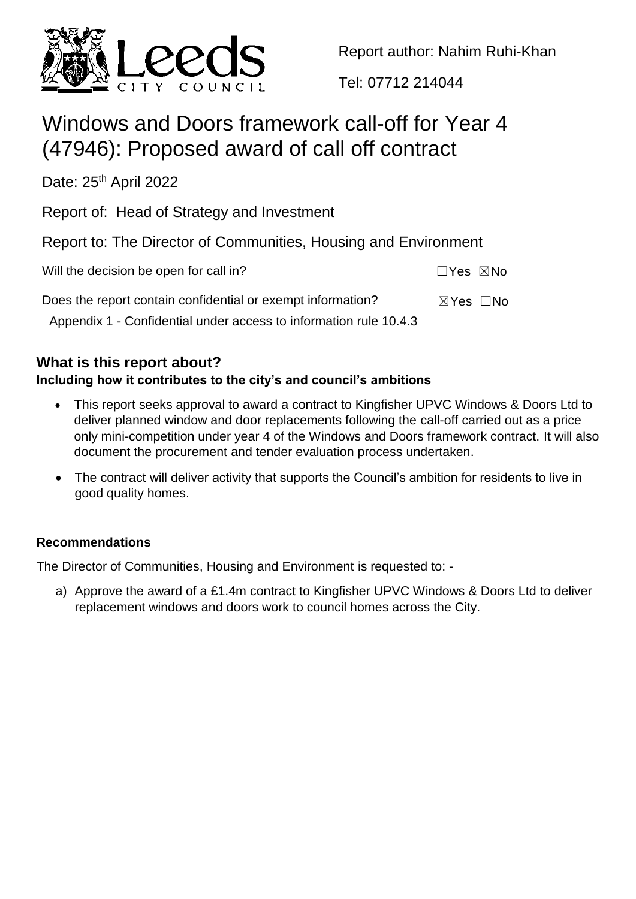Report author: Nahim Ruhi-Khan

Tel: 07712 214044

# Windows and Doors framework call-off for Year 4 (47946): Proposed award of call off contract

Date: 25th April 2022

Report of: Head of Strategy and Investment

Report to: The Director of Communities, Housing and Environment

Will the decision be open for call in? ☐Yes ☒No

Does the report contain confidential or exempt information? ☒Yes ☐No

Appendix 1 - Confidential under access to information rule 10.4.3

## What is this report about?

**Including how it contributes to the city's and council's ambitions**

- This report seeks approval to award a contract to Kingfisher UPVC Windows & Doors Ltd to deliver planned window and door replacements following the call-off carried out as a price only mini-competition under year 4 of the Windows and Doors framework contract. It will also document the procurement and tender evaluation process undertaken.
- The contract will deliver activity that supports the Council's ambition for residents to live in good quality homes.

### Recommendations

The Director of Communities, Housing and Environment is requested to: -

a) Approve the award of a £1.4m contract to Kingfisher UPVC Windows & Doors Ltd to deliver replacement windows and doors work to council homes across the City.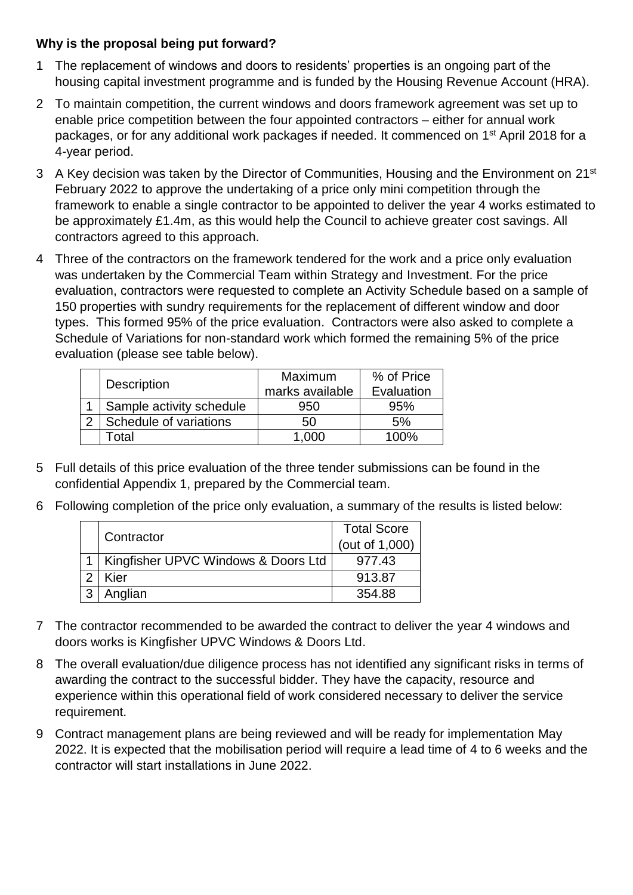**Why is the proposal being put forward?**

1 The replacement of windows and doors to residents' properties is an ongoing part of the housing capital investment programme and is funded by the Housing Revenue Account (HRA).

2 To maintain competition, the current windows and doors framework agreement was set up to enable price competition between the four appointed contractors – either for annual work packages, or for any additional work packages if needed. It commenced on 1st April 2018 for a 4-year period.

3 A Key decision was taken by the Director of Communities, Housing and the Environment on 21st February 2022 to approve the undertaking of a price only mini competition through the framework to enable a single contractor to be appointed to deliver the year 4 works estimated to be approximately £1.4m, as this would help the Council to achieve greater cost savings. All contractors agreed to this approach.

4 Three of the contractors on the framework tendered for the work and a price only evaluation was undertaken by the Commercial Team within Strategy and Investment. For the price evaluation, contractors were requested to complete an Activity Schedule based on a sample of 150 properties with sundry requirements for the replacement of different window and door types. This formed 95% of the price evaluation. Contractors were also asked to complete a Schedule of Variations for non-standard work which formed the remaining 5% of the price evaluation (please see table below).

| | Description | Maximum marks available | % of Price Evaluation |
|---|---|---|---|
| 1 | Sample activity schedule | 950 | 95% |
| 2 | Schedule of variations | 50 | 5% |
| | Total | 1,000 | 100% |

5 Full details of this price evaluation of the three tender submissions can be found in the confidential Appendix 1, prepared by the Commercial team.

6 Following completion of the price only evaluation, a summary of the results is listed below:

| | Contractor | Total Score (out of 1,000) |
|---|---|---|
| 1 | Kingfisher UPVC Windows & Doors Ltd | 977.43 |
| 2 | Kier | 913.87 |
| 3 | Anglian | 354.88 |

7 The contractor recommended to be awarded the contract to deliver the year 4 windows and doors works is Kingfisher UPVC Windows & Doors Ltd.

8 The overall evaluation/due diligence process has not identified any significant risks in terms of awarding the contract to the successful bidder. They have the capacity, resource and experience within this operational field of work considered necessary to deliver the service requirement.

9 Contract management plans are being reviewed and will be ready for implementation May 2022. It is expected that the mobilisation period will require a lead time of 4 to 6 weeks and the contractor will start installations in June 2022.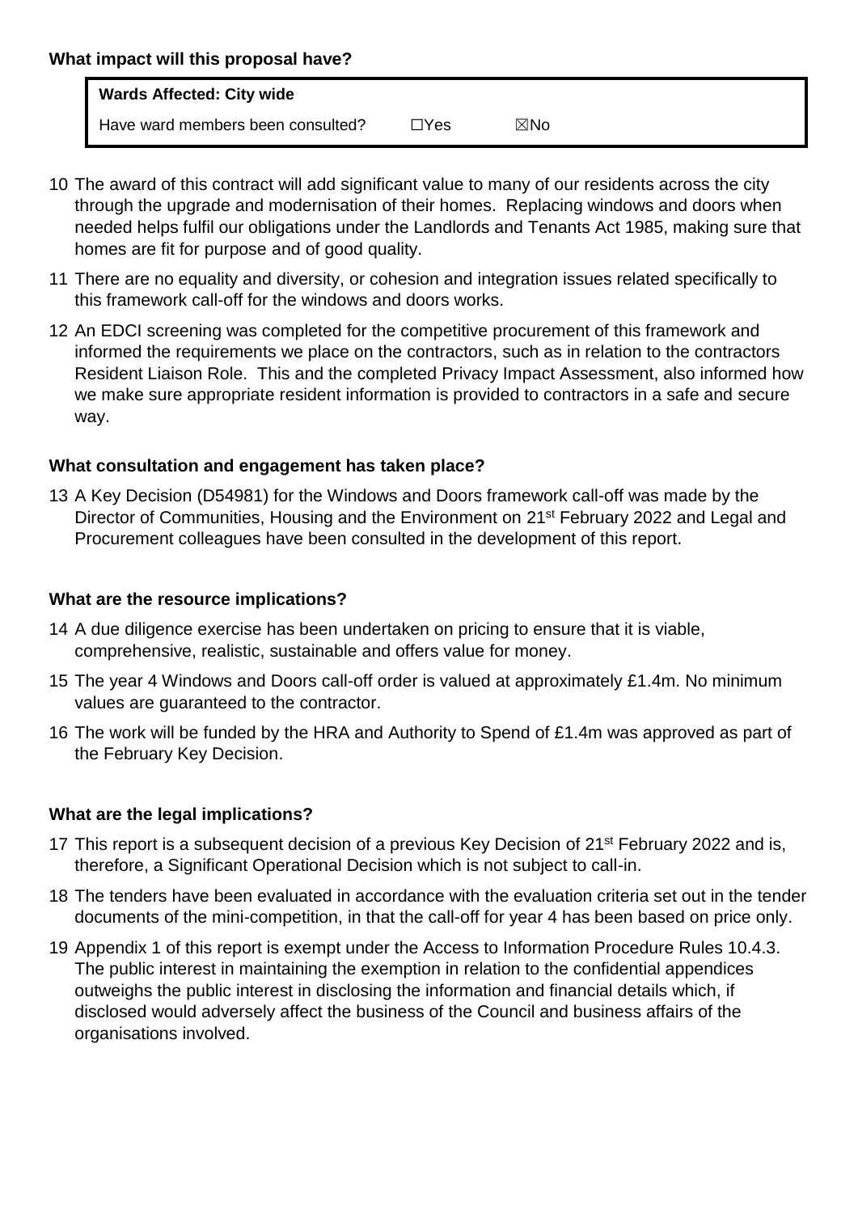**What impact will this proposal have?**

| **Wards Affected: City wide** | | |
|---|---|---|
| Have ward members been consulted? | ☐Yes | ☒No |

10 The award of this contract will add significant value to many of our residents across the city through the upgrade and modernisation of their homes. Replacing windows and doors when needed helps fulfil our obligations under the Landlords and Tenants Act 1985, making sure that homes are fit for purpose and of good quality.

11 There are no equality and diversity, or cohesion and integration issues related specifically to this framework call-off for the windows and doors works.

12 An EDCI screening was completed for the competitive procurement of this framework and informed the requirements we place on the contractors, such as in relation to the contractors Resident Liaison Role. This and the completed Privacy Impact Assessment, also informed how we make sure appropriate resident information is provided to contractors in a safe and secure way.

**What consultation and engagement has taken place?**

13 A Key Decision (D54981) for the Windows and Doors framework call-off was made by the Director of Communities, Housing and the Environment on 21st February 2022 and Legal and Procurement colleagues have been consulted in the development of this report.

**What are the resource implications?**

14 A due diligence exercise has been undertaken on pricing to ensure that it is viable, comprehensive, realistic, sustainable and offers value for money.

15 The year 4 Windows and Doors call-off order is valued at approximately £1.4m. No minimum values are guaranteed to the contractor.

16 The work will be funded by the HRA and Authority to Spend of £1.4m was approved as part of the February Key Decision.

**What are the legal implications?**

17 This report is a subsequent decision of a previous Key Decision of 21st February 2022 and is, therefore, a Significant Operational Decision which is not subject to call-in.

18 The tenders have been evaluated in accordance with the evaluation criteria set out in the tender documents of the mini-competition, in that the call-off for year 4 has been based on price only.

19 Appendix 1 of this report is exempt under the Access to Information Procedure Rules 10.4.3. The public interest in maintaining the exemption in relation to the confidential appendices outweighs the public interest in disclosing the information and financial details which, if disclosed would adversely affect the business of the Council and business affairs of the organisations involved.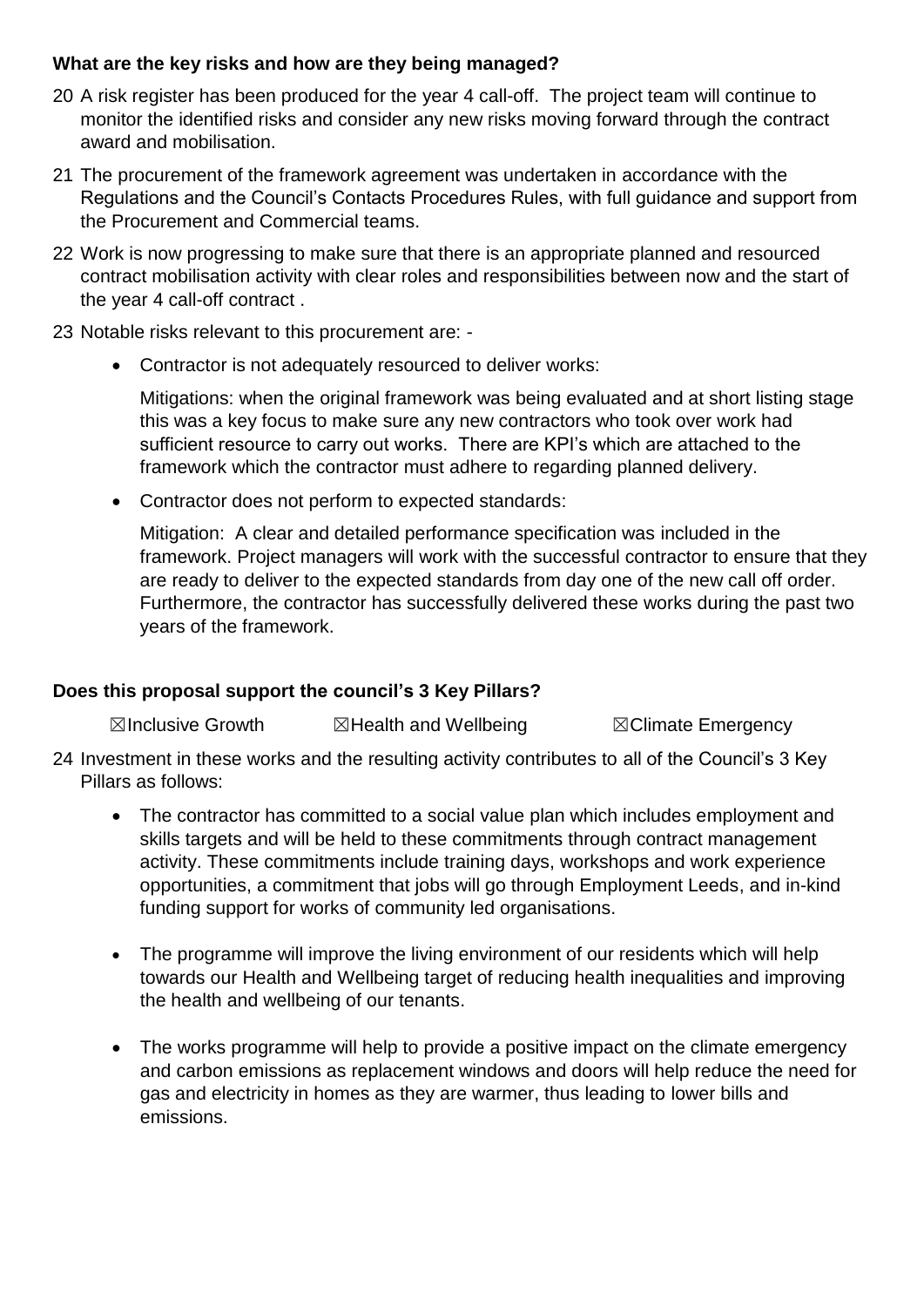**What are the key risks and how are they being managed?**

20 A risk register has been produced for the year 4 call-off. The project team will continue to monitor the identified risks and consider any new risks moving forward through the contract award and mobilisation.

21 The procurement of the framework agreement was undertaken in accordance with the Regulations and the Council's Contacts Procedures Rules, with full guidance and support from the Procurement and Commercial teams.

22 Work is now progressing to make sure that there is an appropriate planned and resourced contract mobilisation activity with clear roles and responsibilities between now and the start of the year 4 call-off contract .

23 Notable risks relevant to this procurement are: -

- Contractor is not adequately resourced to deliver works:

  Mitigations: when the original framework was being evaluated and at short listing stage this was a key focus to make sure any new contractors who took over work had sufficient resource to carry out works. There are KPI's which are attached to the framework which the contractor must adhere to regarding planned delivery.

- Contractor does not perform to expected standards:

  Mitigation: A clear and detailed performance specification was included in the framework. Project managers will work with the successful contractor to ensure that they are ready to deliver to the expected standards from day one of the new call off order. Furthermore, the contractor has successfully delivered these works during the past two years of the framework.

**Does this proposal support the council's 3 Key Pillars?**

☒Inclusive Growth ☒Health and Wellbeing ☒Climate Emergency

24 Investment in these works and the resulting activity contributes to all of the Council's 3 Key Pillars as follows:

- The contractor has committed to a social value plan which includes employment and skills targets and will be held to these commitments through contract management activity. These commitments include training days, workshops and work experience opportunities, a commitment that jobs will go through Employment Leeds, and in-kind funding support for works of community led organisations.

- The programme will improve the living environment of our residents which will help towards our Health and Wellbeing target of reducing health inequalities and improving the health and wellbeing of our tenants.

- The works programme will help to provide a positive impact on the climate emergency and carbon emissions as replacement windows and doors will help reduce the need for gas and electricity in homes as they are warmer, thus leading to lower bills and emissions.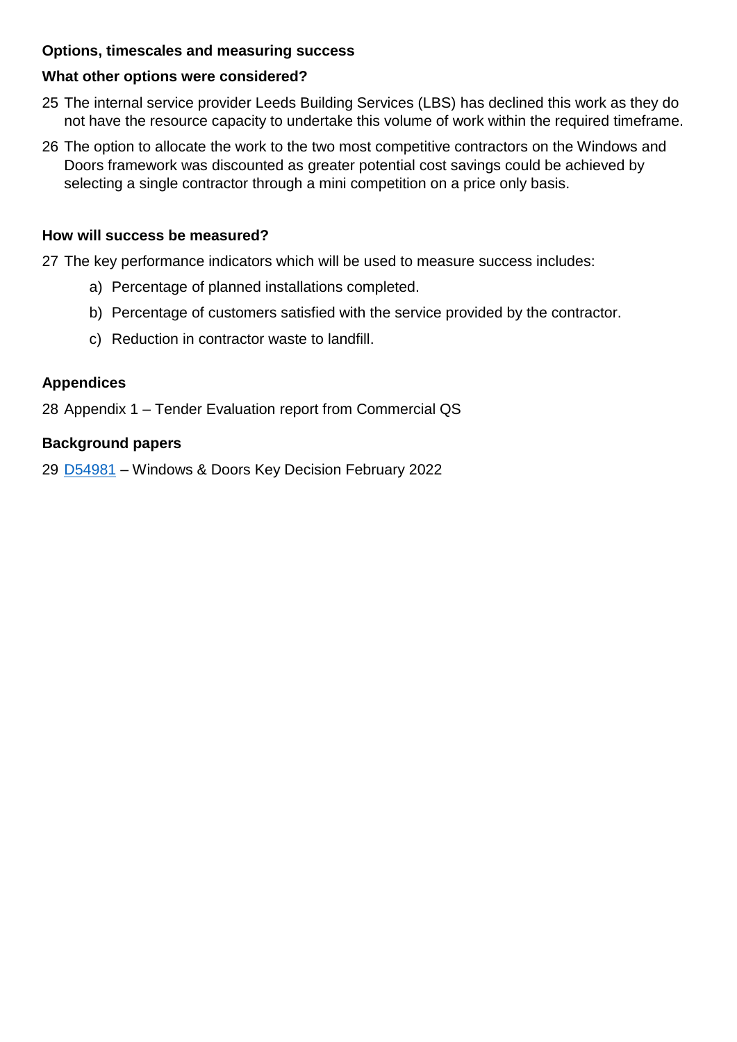### Options, timescales and measuring success

### What other options were considered?

25 The internal service provider Leeds Building Services (LBS) has declined this work as they do not have the resource capacity to undertake this volume of work within the required timeframe.

26 The option to allocate the work to the two most competitive contractors on the Windows and Doors framework was discounted as greater potential cost savings could be achieved by selecting a single contractor through a mini competition on a price only basis.

### How will success be measured?

27 The key performance indicators which will be used to measure success includes:

a) Percentage of planned installations completed.

b) Percentage of customers satisfied with the service provided by the contractor.

c) Reduction in contractor waste to landfill.

### Appendices

28 Appendix 1 – Tender Evaluation report from Commercial QS

### Background papers

29 D54981 – Windows & Doors Key Decision February 2022